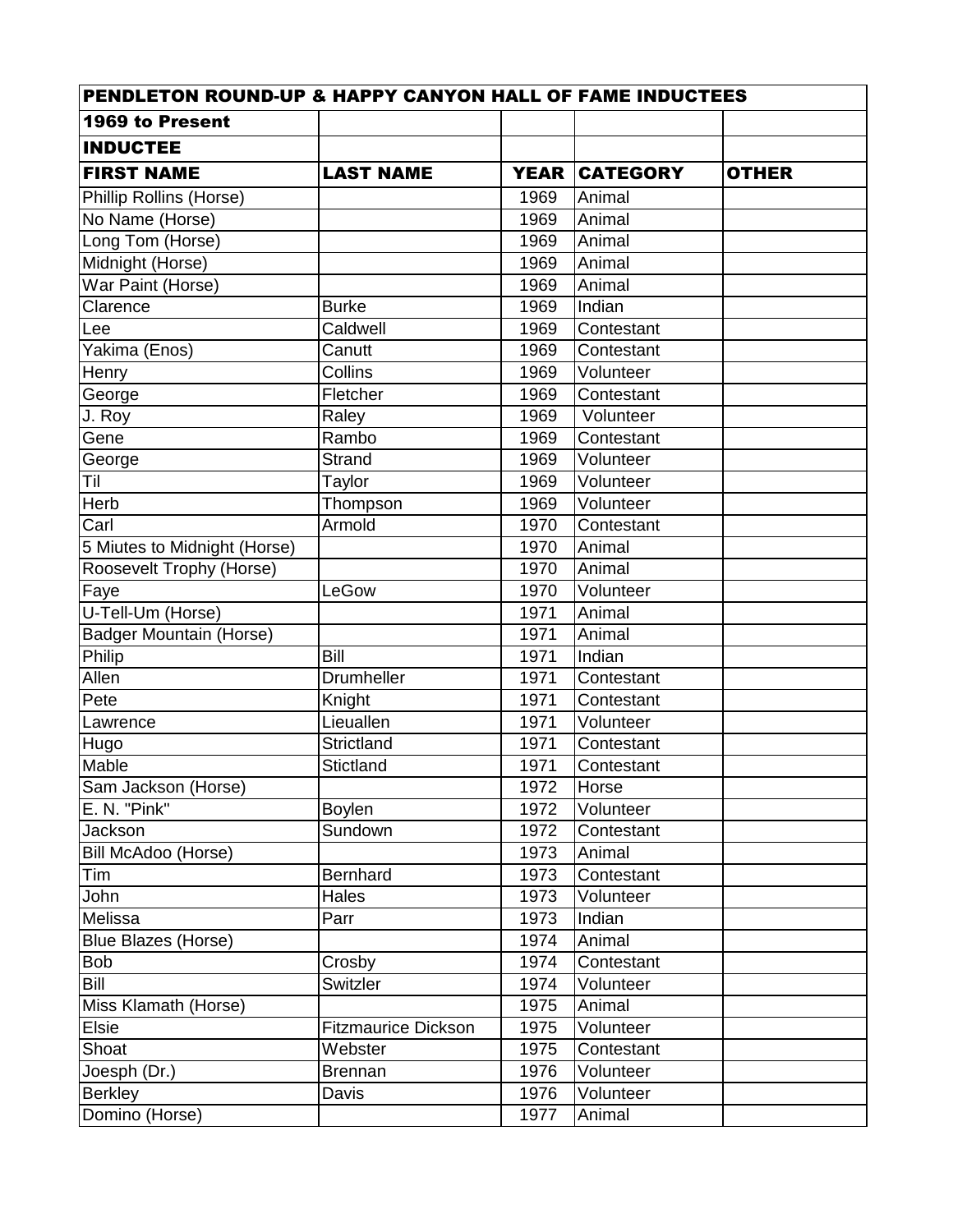| PENDLETON ROUND-UP & HAPPY CANYON HALL OF FAME INDUCTEES | | | | |
|---|---|---|---|---|
| **1969 to Present** | | | | |
| **INDUCTEE** | | | | |
| **FIRST NAME** | **LAST NAME** | **YEAR** | **CATEGORY** | **OTHER** |
| Phillip Rollins (Horse) | | 1969 | Animal | |
| No Name (Horse) | | 1969 | Animal | |
| Long Tom (Horse) | | 1969 | Animal | |
| Midnight (Horse) | | 1969 | Animal | |
| War Paint (Horse) | | 1969 | Animal | |
| Clarence | Burke | 1969 | Indian | |
| Lee | Caldwell | 1969 | Contestant | |
| Yakima (Enos) | Canutt | 1969 | Contestant | |
| Henry | Collins | 1969 | Volunteer | |
| George | Fletcher | 1969 | Contestant | |
| J. Roy | Raley | 1969 | Volunteer | |
| Gene | Rambo | 1969 | Contestant | |
| George | Strand | 1969 | Volunteer | |
| Til | Taylor | 1969 | Volunteer | |
| Herb | Thompson | 1969 | Volunteer | |
| Carl | Armold | 1970 | Contestant | |
| 5 Miutes to Midnight (Horse) | | 1970 | Animal | |
| Roosevelt Trophy (Horse) | | 1970 | Animal | |
| Faye | LeGow | 1970 | Volunteer | |
| U-Tell-Um (Horse) | | 1971 | Animal | |
| Badger Mountain (Horse) | | 1971 | Animal | |
| Philip | Bill | 1971 | Indian | |
| Allen | Drumheller | 1971 | Contestant | |
| Pete | Knight | 1971 | Contestant | |
| Lawrence | Lieuallen | 1971 | Volunteer | |
| Hugo | Strictland | 1971 | Contestant | |
| Mable | Stictland | 1971 | Contestant | |
| Sam Jackson (Horse) | | 1972 | Horse | |
| E. N. "Pink" | Boylen | 1972 | Volunteer | |
| Jackson | Sundown | 1972 | Contestant | |
| Bill McAdoo (Horse) | | 1973 | Animal | |
| Tim | Bernhard | 1973 | Contestant | |
| John | Hales | 1973 | Volunteer | |
| Melissa | Parr | 1973 | Indian | |
| Blue Blazes (Horse) | | 1974 | Animal | |
| Bob | Crosby | 1974 | Contestant | |
| Bill | Switzler | 1974 | Volunteer | |
| Miss Klamath (Horse) | | 1975 | Animal | |
| Elsie | Fitzmaurice Dickson | 1975 | Volunteer | |
| Shoat | Webster | 1975 | Contestant | |
| Joesph (Dr.) | Brennan | 1976 | Volunteer | |
| Berkley | Davis | 1976 | Volunteer | |
| Domino (Horse) | | 1977 | Animal | |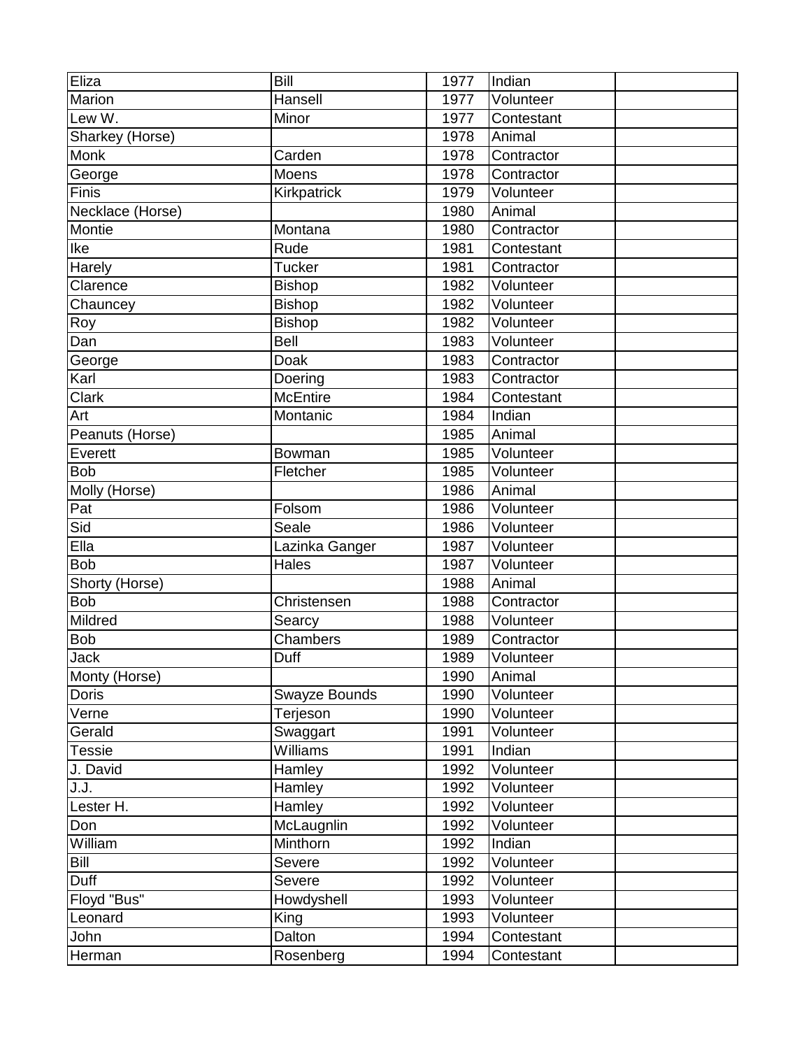| | | | | |
|---|---|---|---|---|
| Eliza | Bill | 1977 | Indian | |
| Marion | Hansell | 1977 | Volunteer | |
| Lew W. | Minor | 1977 | Contestant | |
| Sharkey (Horse) | | 1978 | Animal | |
| Monk | Carden | 1978 | Contractor | |
| George | Moens | 1978 | Contractor | |
| Finis | Kirkpatrick | 1979 | Volunteer | |
| Necklace (Horse) | | 1980 | Animal | |
| Montie | Montana | 1980 | Contractor | |
| Ike | Rude | 1981 | Contestant | |
| Harely | Tucker | 1981 | Contractor | |
| Clarence | Bishop | 1982 | Volunteer | |
| Chauncey | Bishop | 1982 | Volunteer | |
| Roy | Bishop | 1982 | Volunteer | |
| Dan | Bell | 1983 | Volunteer | |
| George | Doak | 1983 | Contractor | |
| Karl | Doering | 1983 | Contractor | |
| Clark | McEntire | 1984 | Contestant | |
| Art | Montanic | 1984 | Indian | |
| Peanuts (Horse) | | 1985 | Animal | |
| Everett | Bowman | 1985 | Volunteer | |
| Bob | Fletcher | 1985 | Volunteer | |
| Molly (Horse) | | 1986 | Animal | |
| Pat | Folsom | 1986 | Volunteer | |
| Sid | Seale | 1986 | Volunteer | |
| Ella | Lazinka Ganger | 1987 | Volunteer | |
| Bob | Hales | 1987 | Volunteer | |
| Shorty (Horse) | | 1988 | Animal | |
| Bob | Christensen | 1988 | Contractor | |
| Mildred | Searcy | 1988 | Volunteer | |
| Bob | Chambers | 1989 | Contractor | |
| Jack | Duff | 1989 | Volunteer | |
| Monty (Horse) | | 1990 | Animal | |
| Doris | Swayze Bounds | 1990 | Volunteer | |
| Verne | Terjeson | 1990 | Volunteer | |
| Gerald | Swaggart | 1991 | Volunteer | |
| Tessie | Williams | 1991 | Indian | |
| J. David | Hamley | 1992 | Volunteer | |
| J.J. | Hamley | 1992 | Volunteer | |
| Lester H. | Hamley | 1992 | Volunteer | |
| Don | McLaugnlin | 1992 | Volunteer | |
| William | Minthorn | 1992 | Indian | |
| Bill | Severe | 1992 | Volunteer | |
| Duff | Severe | 1992 | Volunteer | |
| Floyd "Bus" | Howdyshell | 1993 | Volunteer | |
| Leonard | King | 1993 | Volunteer | |
| John | Dalton | 1994 | Contestant | |
| Herman | Rosenberg | 1994 | Contestant | |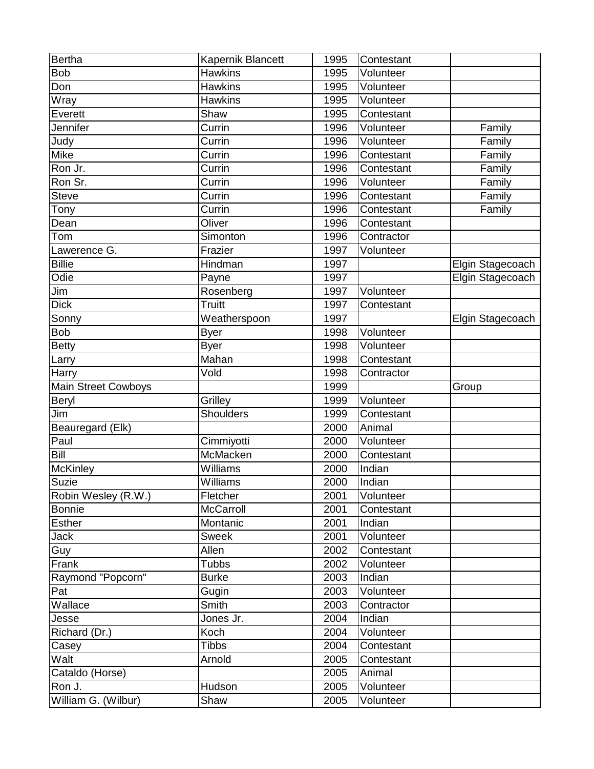| Bertha | Kapernik Blancett | 1995 | Contestant | |
|---|---|---|---|---|
| Bob | Hawkins | 1995 | Volunteer | |
| Don | Hawkins | 1995 | Volunteer | |
| Wray | Hawkins | 1995 | Volunteer | |
| Everett | Shaw | 1995 | Contestant | |
| Jennifer | Currin | 1996 | Volunteer | Family |
| Judy | Currin | 1996 | Volunteer | Family |
| Mike | Currin | 1996 | Contestant | Family |
| Ron Jr. | Currin | 1996 | Contestant | Family |
| Ron Sr. | Currin | 1996 | Volunteer | Family |
| Steve | Currin | 1996 | Contestant | Family |
| Tony | Currin | 1996 | Contestant | Family |
| Dean | Oliver | 1996 | Contestant | |
| Tom | Simonton | 1996 | Contractor | |
| Lawerence G. | Frazier | 1997 | Volunteer | |
| Billie | Hindman | 1997 | | Elgin Stagecoach |
| Odie | Payne | 1997 | | Elgin Stagecoach |
| Jim | Rosenberg | 1997 | Volunteer | |
| Dick | Truitt | 1997 | Contestant | |
| Sonny | Weatherspoon | 1997 | | Elgin Stagecoach |
| Bob | Byer | 1998 | Volunteer | |
| Betty | Byer | 1998 | Volunteer | |
| Larry | Mahan | 1998 | Contestant | |
| Harry | Vold | 1998 | Contractor | |
| Main Street Cowboys | | 1999 | | Group |
| Beryl | Grilley | 1999 | Volunteer | |
| Jim | Shoulders | 1999 | Contestant | |
| Beauregard (Elk) | | 2000 | Animal | |
| Paul | Cimmiyotti | 2000 | Volunteer | |
| Bill | McMacken | 2000 | Contestant | |
| McKinley | Williams | 2000 | Indian | |
| Suzie | Williams | 2000 | Indian | |
| Robin Wesley (R.W.) | Fletcher | 2001 | Volunteer | |
| Bonnie | McCarroll | 2001 | Contestant | |
| Esther | Montanic | 2001 | Indian | |
| Jack | Sweek | 2001 | Volunteer | |
| Guy | Allen | 2002 | Contestant | |
| Frank | Tubbs | 2002 | Volunteer | |
| Raymond "Popcorn" | Burke | 2003 | Indian | |
| Pat | Gugin | 2003 | Volunteer | |
| Wallace | Smith | 2003 | Contractor | |
| Jesse | Jones Jr. | 2004 | Indian | |
| Richard (Dr.) | Koch | 2004 | Volunteer | |
| Casey | Tibbs | 2004 | Contestant | |
| Walt | Arnold | 2005 | Contestant | |
| Cataldo (Horse) | | 2005 | Animal | |
| Ron J. | Hudson | 2005 | Volunteer | |
| William G. (Wilbur) | Shaw | 2005 | Volunteer | |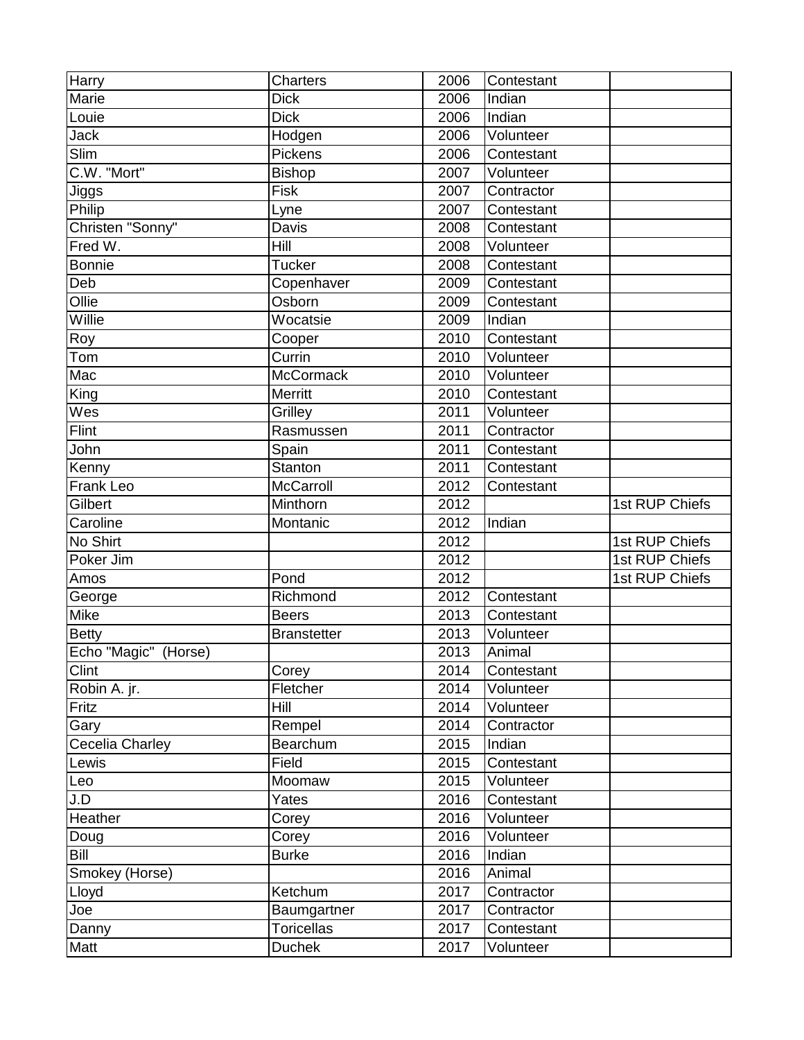| Harry | Charters | 2006 | Contestant | |
|---|---|---|---|---|
| Marie | Dick | 2006 | Indian | |
| Louie | Dick | 2006 | Indian | |
| Jack | Hodgen | 2006 | Volunteer | |
| Slim | Pickens | 2006 | Contestant | |
| C.W. "Mort" | Bishop | 2007 | Volunteer | |
| Jiggs | Fisk | 2007 | Contractor | |
| Philip | Lyne | 2007 | Contestant | |
| Christen "Sonny" | Davis | 2008 | Contestant | |
| Fred W. | Hill | 2008 | Volunteer | |
| Bonnie | Tucker | 2008 | Contestant | |
| Deb | Copenhaver | 2009 | Contestant | |
| Ollie | Osborn | 2009 | Contestant | |
| Willie | Wocatsie | 2009 | Indian | |
| Roy | Cooper | 2010 | Contestant | |
| Tom | Currin | 2010 | Volunteer | |
| Mac | McCormack | 2010 | Volunteer | |
| King | Merritt | 2010 | Contestant | |
| Wes | Grilley | 2011 | Volunteer | |
| Flint | Rasmussen | 2011 | Contractor | |
| John | Spain | 2011 | Contestant | |
| Kenny | Stanton | 2011 | Contestant | |
| Frank Leo | McCarroll | 2012 | Contestant | |
| Gilbert | Minthorn | 2012 | | 1st RUP Chiefs |
| Caroline | Montanic | 2012 | Indian | |
| No Shirt | | 2012 | | 1st RUP Chiefs |
| Poker Jim | | 2012 | | 1st RUP Chiefs |
| Amos | Pond | 2012 | | 1st RUP Chiefs |
| George | Richmond | 2012 | Contestant | |
| Mike | Beers | 2013 | Contestant | |
| Betty | Branstetter | 2013 | Volunteer | |
| Echo "Magic" (Horse) | | 2013 | Animal | |
| Clint | Corey | 2014 | Contestant | |
| Robin A. jr. | Fletcher | 2014 | Volunteer | |
| Fritz | Hill | 2014 | Volunteer | |
| Gary | Rempel | 2014 | Contractor | |
| Cecelia Charley | Bearchum | 2015 | Indian | |
| Lewis | Field | 2015 | Contestant | |
| Leo | Moomaw | 2015 | Volunteer | |
| J.D | Yates | 2016 | Contestant | |
| Heather | Corey | 2016 | Volunteer | |
| Doug | Corey | 2016 | Volunteer | |
| Bill | Burke | 2016 | Indian | |
| Smokey (Horse) | | 2016 | Animal | |
| Lloyd | Ketchum | 2017 | Contractor | |
| Joe | Baumgartner | 2017 | Contractor | |
| Danny | Toricellas | 2017 | Contestant | |
| Matt | Duchek | 2017 | Volunteer | |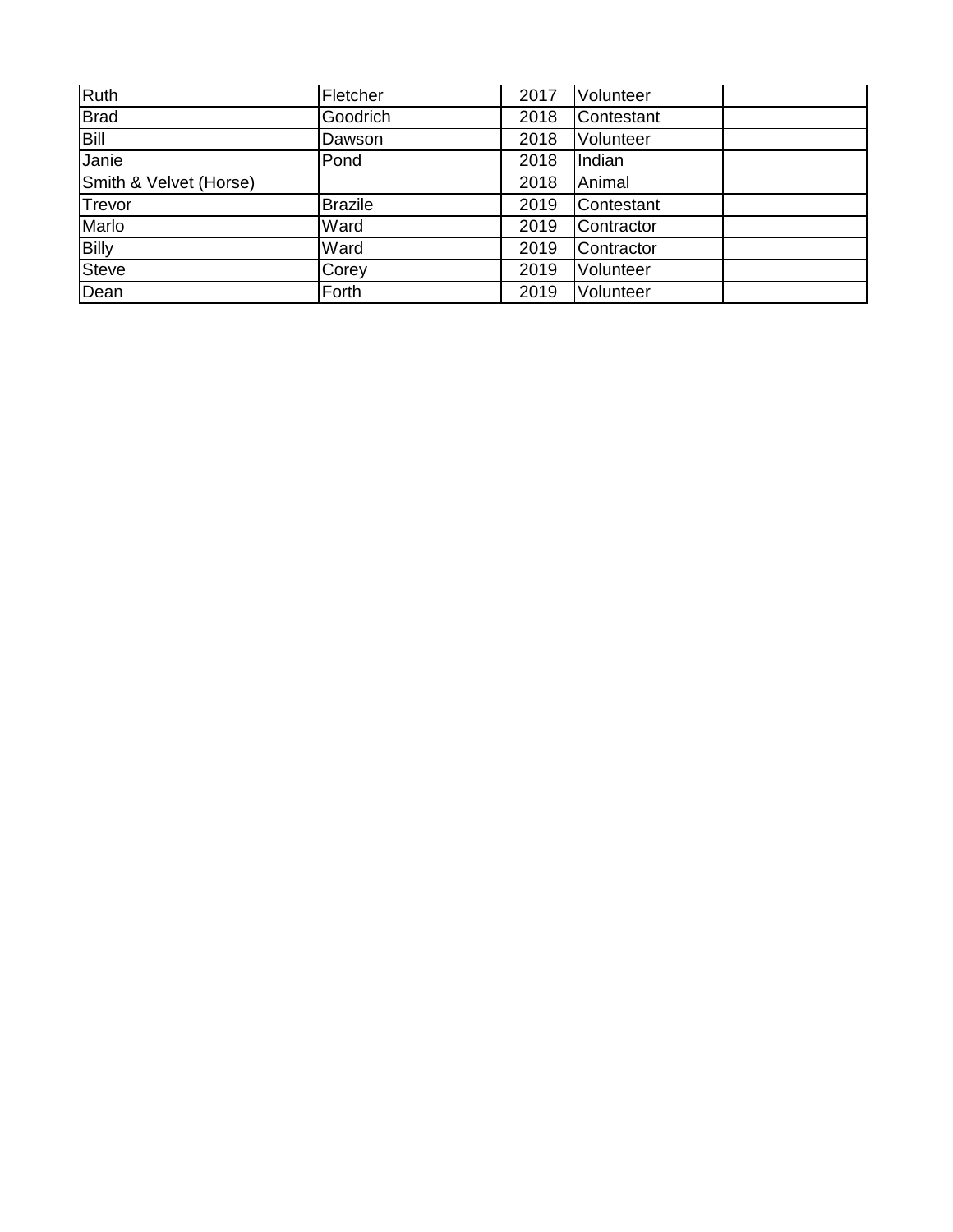| | | | | |
|---|---|---|---|---|
| Ruth | Fletcher | 2017 | Volunteer | |
| Brad | Goodrich | 2018 | Contestant | |
| Bill | Dawson | 2018 | Volunteer | |
| Janie | Pond | 2018 | Indian | |
| Smith & Velvet (Horse) | | 2018 | Animal | |
| Trevor | Brazile | 2019 | Contestant | |
| Marlo | Ward | 2019 | Contractor | |
| Billy | Ward | 2019 | Contractor | |
| Steve | Corey | 2019 | Volunteer | |
| Dean | Forth | 2019 | Volunteer | |